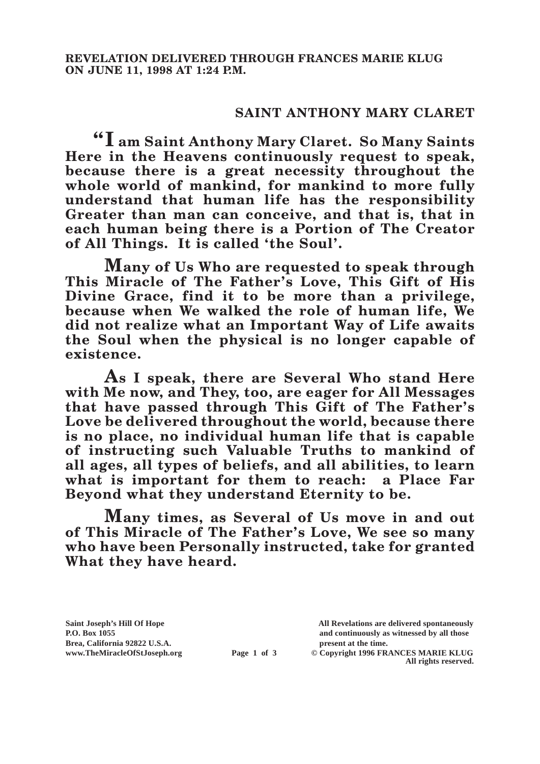**REVELATION DELIVERED THROUGH FRANCES MARIE KLUG ON JUNE 11, 1998 AT 1:24 P.M.**

## SAINT ANTHONY MARY CLARET

**"I am Saint Anthony Mary Claret. So Many Saints Here in the Heavens continuously request to speak, because there is a great necessity throughout the whole world of mankind, for mankind to more fully understand that human life has the responsibility Greater than man can conceive, and that is, that in each human being there is a Portion of The Creator of All Things. It is called 'the Soul'.**

**Many of Us Who are requested to speak through This Miracle of The Father's Love, This Gift of His Divine Grace, find it to be more than a privilege, because when We walked the role of human life, We did not realize what an Important Way of Life awaits the Soul when the physical is no longer capable of existence.**

**As I speak, there are Several Who stand Here with Me now, and They, too, are eager for All Messages that have passed through This Gift of The Father's Love be delivered throughout the world, because there is no place, no individual human life that is capable of instructing such Valuable Truths to mankind of all ages, all types of beliefs, and all abilities, to learn what is important for them to reach: a Place Far Beyond what they understand Eternity to be.**

**Many times, as Several of Us move in and out of This Miracle of The Father's Love, We see so many who have been Personally instructed, take for granted What they have heard.**

Saint Joseph's Hill Of Hope
P.O. Box 1055
Brea, California 92822 U.S.A.
www.TheMiracleOfStJoseph.org

All Revelations are delivered spontaneously and continuously as witnessed by all those present at the time.
© Copyright 1996 FRANCES MARIE KLUG
All rights reserved.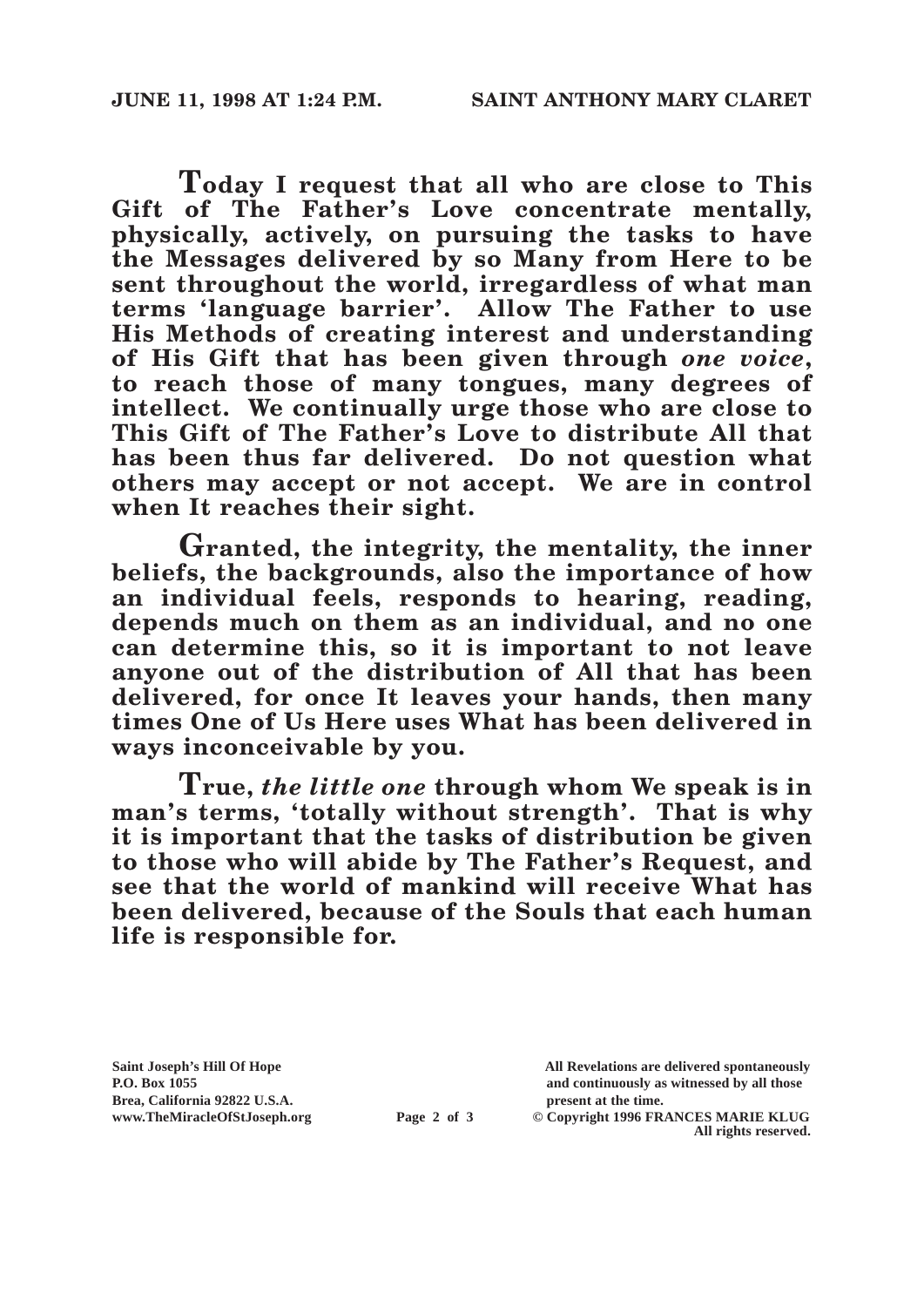**Today I request that all who are close to This Gift of The Father's Love concentrate mentally, physically, actively, on pursuing the tasks to have the Messages delivered by so Many from Here to be sent throughout the world, irregardless of what man terms 'language barrier'. Allow The Father to use His Methods of creating interest and understanding of His Gift that has been given through *one voice*, to reach those of many tongues, many degrees of intellect. We continually urge those who are close to This Gift of The Father's Love to distribute All that has been thus far delivered. Do not question what others may accept or not accept. We are in control when It reaches their sight.**

**Granted, the integrity, the mentality, the inner beliefs, the backgrounds, also the importance of how an individual feels, responds to hearing, reading, depends much on them as an individual, and no one can determine this, so it is important to not leave anyone out of the distribution of All that has been delivered, for once It leaves your hands, then many times One of Us Here uses What has been delivered in ways inconceivable by you.**

**True, *the little one* through whom We speak is in man's terms, 'totally without strength'. That is why it is important that the tasks of distribution be given to those who will abide by The Father's Request, and see that the world of mankind will receive What has been delivered, because of the Souls that each human life is responsible for.**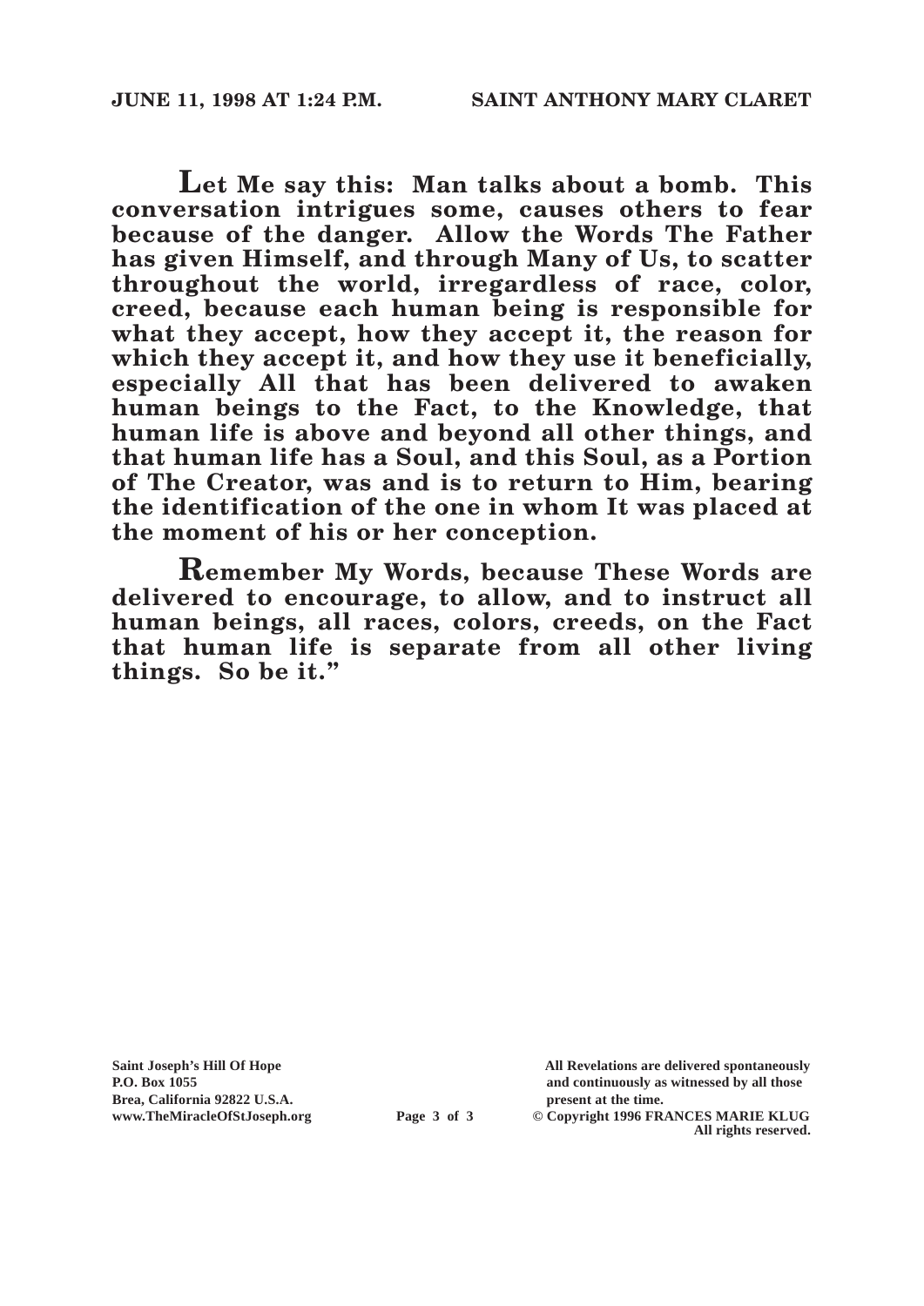**Let Me say this: Man talks about a bomb. This conversation intrigues some, causes others to fear because of the danger. Allow the Words The Father has given Himself, and through Many of Us, to scatter throughout the world, irregardless of race, color, creed, because each human being is responsible for what they accept, how they accept it, the reason for which they accept it, and how they use it beneficially, especially All that has been delivered to awaken human beings to the Fact, to the Knowledge, that human life is above and beyond all other things, and that human life has a Soul, and this Soul, as a Portion of The Creator, was and is to return to Him, bearing the identification of the one in whom It was placed at the moment of his or her conception.**

**Remember My Words, because These Words are delivered to encourage, to allow, and to instruct all human beings, all races, colors, creeds, on the Fact that human life is separate from all other living things. So be it."**

**Saint Joseph's Hill Of Hope**
**P.O. Box 1055**
**Brea, California 92822 U.S.A.**
**www.TheMiracleOfStJoseph.org**

**All Revelations are delivered spontaneously and continuously as witnessed by all those present at the time.**
**© Copyright 1996 FRANCES MARIE KLUG**
**All rights reserved.**